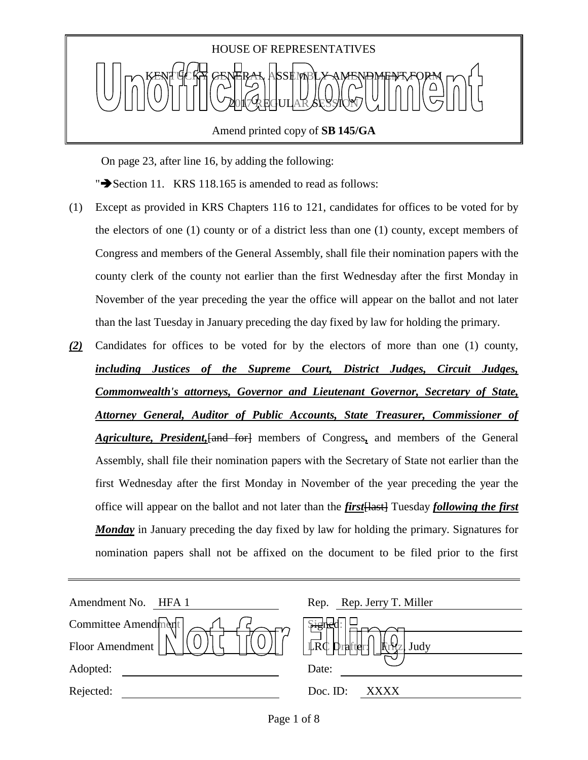HOUSE OF REPRESENTATIVES

KENTUCKY GENERAL ASSEMBLY AMENDMENT FORM

2017 REGULAR SESSION

Amend printed copy of **SB 145/GA**

On page 23, after line 16, by adding the following:

"➔Section 11. KRS 118.165 is amended to read as follows:

(1) Except as provided in KRS Chapters 116 to 121, candidates for offices to be voted for by the electors of one (1) county or of a district less than one (1) county, except members of Congress and members of the General Assembly, shall file their nomination papers with the county clerk of the county not earlier than the first Wednesday after the first Monday in November of the year preceding the year the office will appear on the ballot and not later than the last Tuesday in January preceding the day fixed by law for holding the primary.

***(2)*** Candidates for offices to be voted for by the electors of more than one (1) county, ***including Justices of the Supreme Court, District Judges, Circuit Judges, Commonwealth's attorneys, Governor and Lieutenant Governor, Secretary of State, Attorney General, Auditor of Public Accounts, State Treasurer, Commissioner of Agriculture, President,***~~[and for]~~ members of Congress***,*** and members of the General Assembly, shall file their nomination papers with the Secretary of State not earlier than the first Wednesday after the first Monday in November of the year preceding the year the office will appear on the ballot and not later than the ***first***~~[last]~~ Tuesday ***following the first Monday*** in January preceding the day fixed by law for holding the primary. Signatures for nomination papers shall not be affixed on the document to be filed prior to the first

---

| | | | |
|---|---|---|---|
| Amendment No. | HFA 1 | Rep. | Rep. Jerry T. Miller |
| Committee Amendment | ☐ | Signed: | |
| Floor Amendment | ☐ | LRC Drafter: | Fritz, Judy |
| Adopted: | | Date: | |
| Rejected: | | Doc. ID: | XXXX |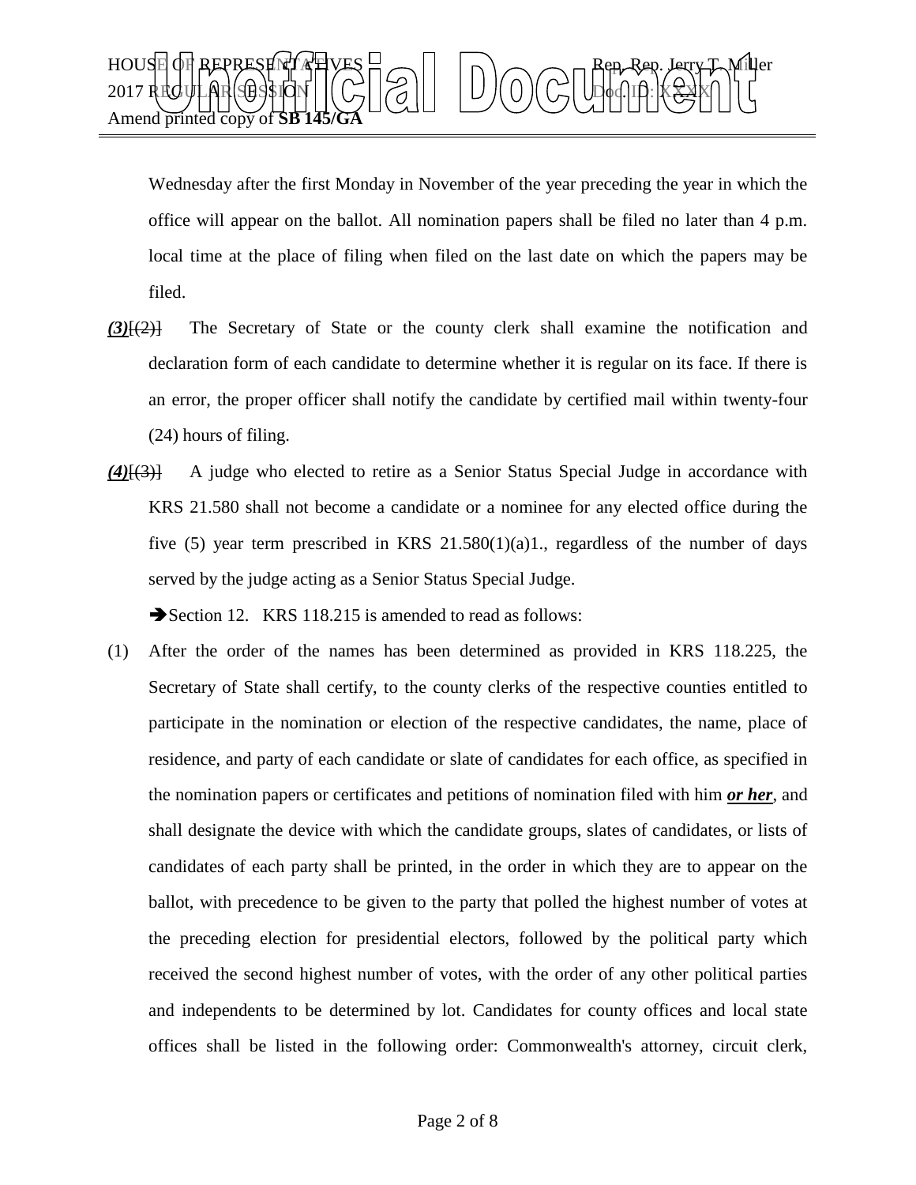Wednesday after the first Monday in November of the year preceding the year in which the office will appear on the ballot. All nomination papers shall be filed no later than 4 p.m. local time at the place of filing when filed on the last date on which the papers may be filed.

***(3)***~~[(2)]~~ The Secretary of State or the county clerk shall examine the notification and declaration form of each candidate to determine whether it is regular on its face. If there is an error, the proper officer shall notify the candidate by certified mail within twenty-four (24) hours of filing.

***(4)***~~[(3)]~~ A judge who elected to retire as a Senior Status Special Judge in accordance with KRS 21.580 shall not become a candidate or a nominee for any elected office during the five (5) year term prescribed in KRS 21.580(1)(a)1., regardless of the number of days served by the judge acting as a Senior Status Special Judge.

➔Section 12. KRS 118.215 is amended to read as follows:

(1) After the order of the names has been determined as provided in KRS 118.225, the Secretary of State shall certify, to the county clerks of the respective counties entitled to participate in the nomination or election of the respective candidates, the name, place of residence, and party of each candidate or slate of candidates for each office, as specified in the nomination papers or certificates and petitions of nomination filed with him ***or her***, and shall designate the device with which the candidate groups, slates of candidates, or lists of candidates of each party shall be printed, in the order in which they are to appear on the ballot, with precedence to be given to the party that polled the highest number of votes at the preceding election for presidential electors, followed by the political party which received the second highest number of votes, with the order of any other political parties and independents to be determined by lot. Candidates for county offices and local state offices shall be listed in the following order: Commonwealth's attorney, circuit clerk,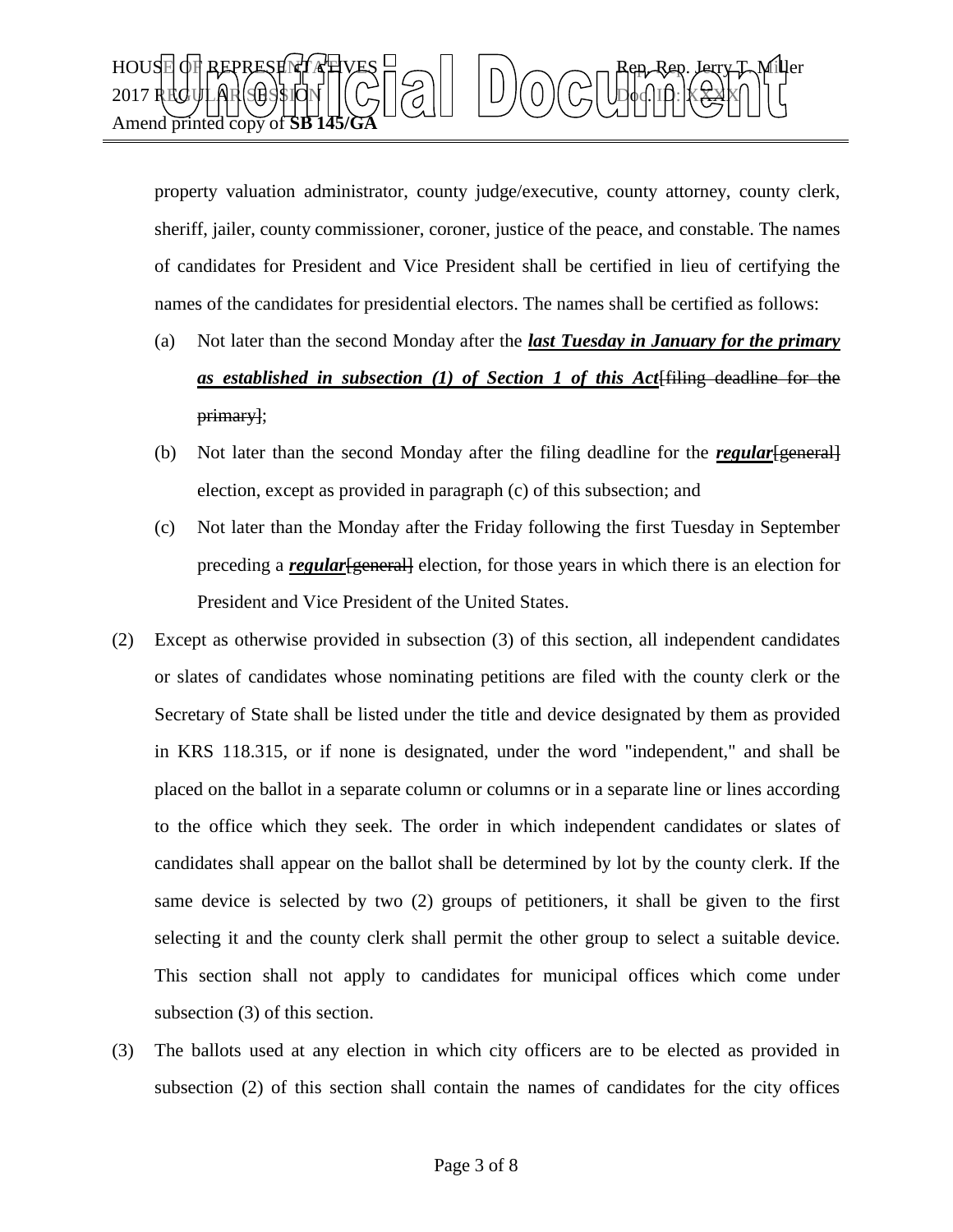property valuation administrator, county judge/executive, county attorney, county clerk, sheriff, jailer, county commissioner, coroner, justice of the peace, and constable. The names of candidates for President and Vice President shall be certified in lieu of certifying the names of the candidates for presidential electors. The names shall be certified as follows:

(a) Not later than the second Monday after the ***last Tuesday in January for the primary as established in subsection (1) of Section 1 of this Act***[~~filing deadline for the primary~~];

(b) Not later than the second Monday after the filing deadline for the ***regular***[~~general~~] election, except as provided in paragraph (c) of this subsection; and

(c) Not later than the Monday after the Friday following the first Tuesday in September preceding a ***regular***[~~general~~] election, for those years in which there is an election for President and Vice President of the United States.

(2) Except as otherwise provided in subsection (3) of this section, all independent candidates or slates of candidates whose nominating petitions are filed with the county clerk or the Secretary of State shall be listed under the title and device designated by them as provided in KRS 118.315, or if none is designated, under the word "independent," and shall be placed on the ballot in a separate column or columns or in a separate line or lines according to the office which they seek. The order in which independent candidates or slates of candidates shall appear on the ballot shall be determined by lot by the county clerk. If the same device is selected by two (2) groups of petitioners, it shall be given to the first selecting it and the county clerk shall permit the other group to select a suitable device. This section shall not apply to candidates for municipal offices which come under subsection (3) of this section.

(3) The ballots used at any election in which city officers are to be elected as provided in subsection (2) of this section shall contain the names of candidates for the city offices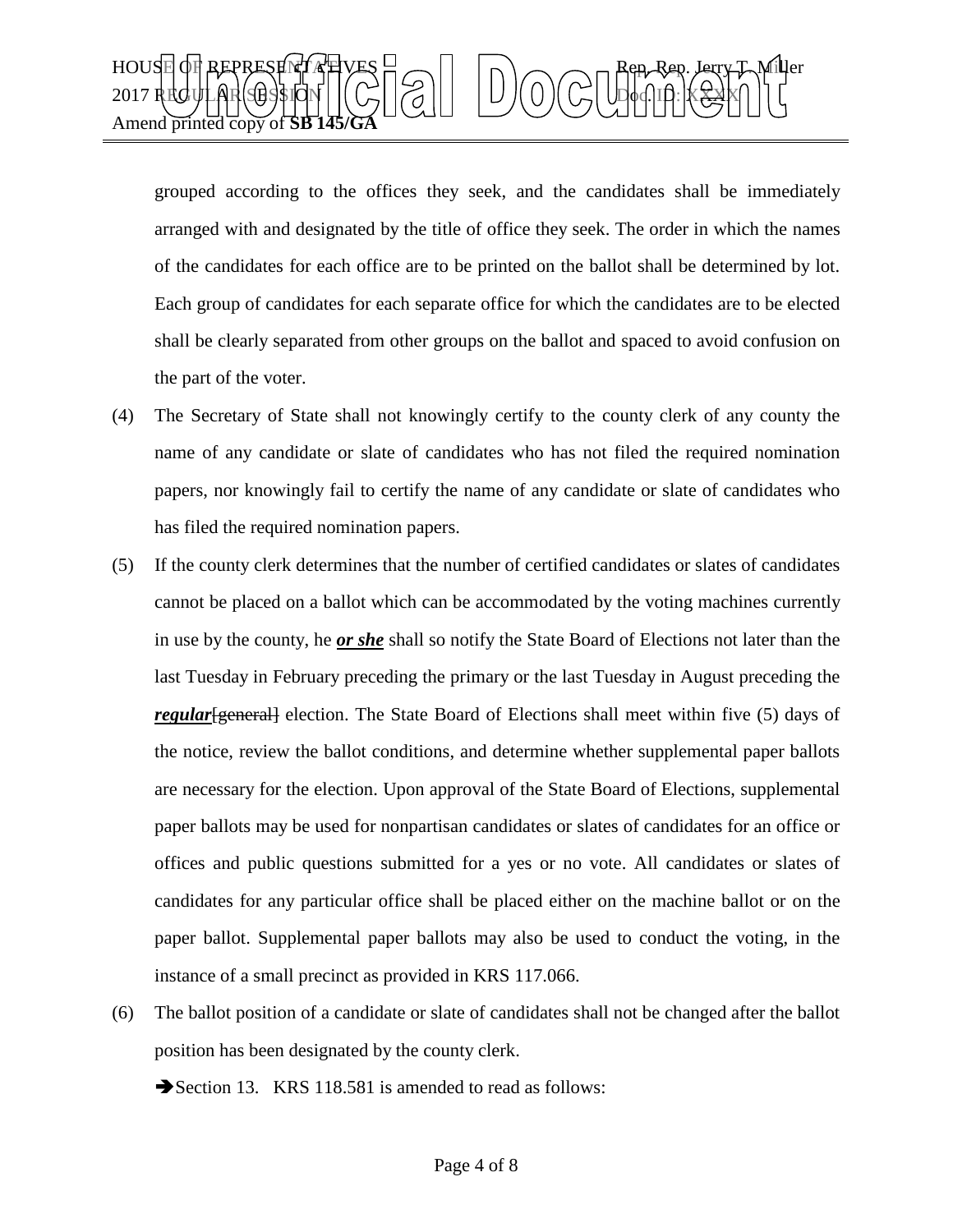grouped according to the offices they seek, and the candidates shall be immediately arranged with and designated by the title of office they seek. The order in which the names of the candidates for each office are to be printed on the ballot shall be determined by lot. Each group of candidates for each separate office for which the candidates are to be elected shall be clearly separated from other groups on the ballot and spaced to avoid confusion on the part of the voter.

(4) The Secretary of State shall not knowingly certify to the county clerk of any county the name of any candidate or slate of candidates who has not filed the required nomination papers, nor knowingly fail to certify the name of any candidate or slate of candidates who has filed the required nomination papers.

(5) If the county clerk determines that the number of certified candidates or slates of candidates cannot be placed on a ballot which can be accommodated by the voting machines currently in use by the county, he ***or she*** shall so notify the State Board of Elections not later than the last Tuesday in February preceding the primary or the last Tuesday in August preceding the ***regular***~~[general]~~ election. The State Board of Elections shall meet within five (5) days of the notice, review the ballot conditions, and determine whether supplemental paper ballots are necessary for the election. Upon approval of the State Board of Elections, supplemental paper ballots may be used for nonpartisan candidates or slates of candidates for an office or offices and public questions submitted for a yes or no vote. All candidates or slates of candidates for any particular office shall be placed either on the machine ballot or on the paper ballot. Supplemental paper ballots may also be used to conduct the voting, in the instance of a small precinct as provided in KRS 117.066.

(6) The ballot position of a candidate or slate of candidates shall not be changed after the ballot position has been designated by the county clerk.

➔Section 13. KRS 118.581 is amended to read as follows: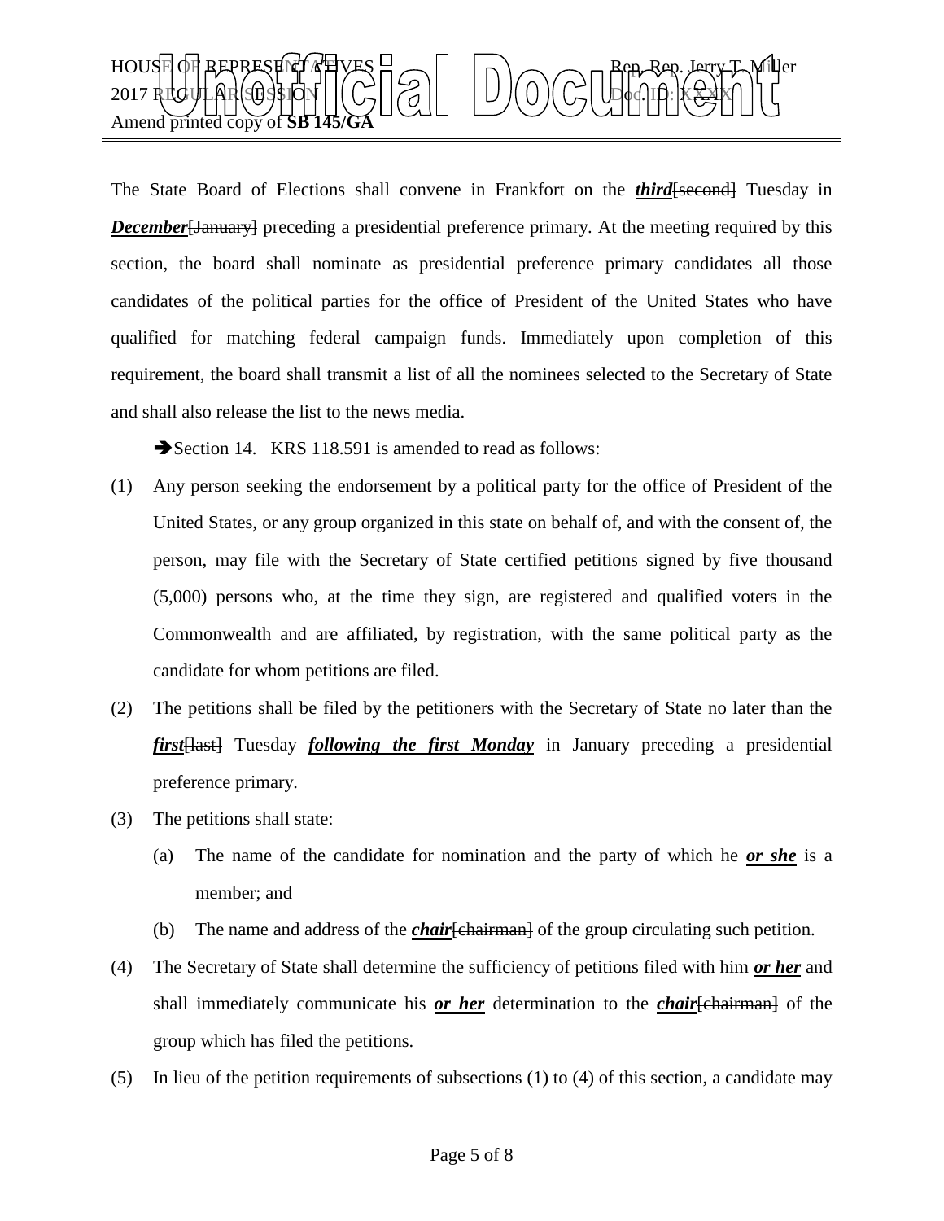The State Board of Elections shall convene in Frankfort on the ***third***[second] Tuesday in ***December***[January] preceding a presidential preference primary. At the meeting required by this section, the board shall nominate as presidential preference primary candidates all those candidates of the political parties for the office of President of the United States who have qualified for matching federal campaign funds. Immediately upon completion of this requirement, the board shall transmit a list of all the nominees selected to the Secretary of State and shall also release the list to the news media.

➔Section 14. KRS 118.591 is amended to read as follows:

(1) Any person seeking the endorsement by a political party for the office of President of the United States, or any group organized in this state on behalf of, and with the consent of, the person, may file with the Secretary of State certified petitions signed by five thousand (5,000) persons who, at the time they sign, are registered and qualified voters in the Commonwealth and are affiliated, by registration, with the same political party as the candidate for whom petitions are filed.

(2) The petitions shall be filed by the petitioners with the Secretary of State no later than the ***first***[last] Tuesday ***following the first Monday*** in January preceding a presidential preference primary.

(3) The petitions shall state:

   (a) The name of the candidate for nomination and the party of which he ***or she*** is a member; and

   (b) The name and address of the ***chair***[chairman] of the group circulating such petition.

(4) The Secretary of State shall determine the sufficiency of petitions filed with him ***or her*** and shall immediately communicate his ***or her*** determination to the ***chair***[chairman] of the group which has filed the petitions.

(5) In lieu of the petition requirements of subsections (1) to (4) of this section, a candidate may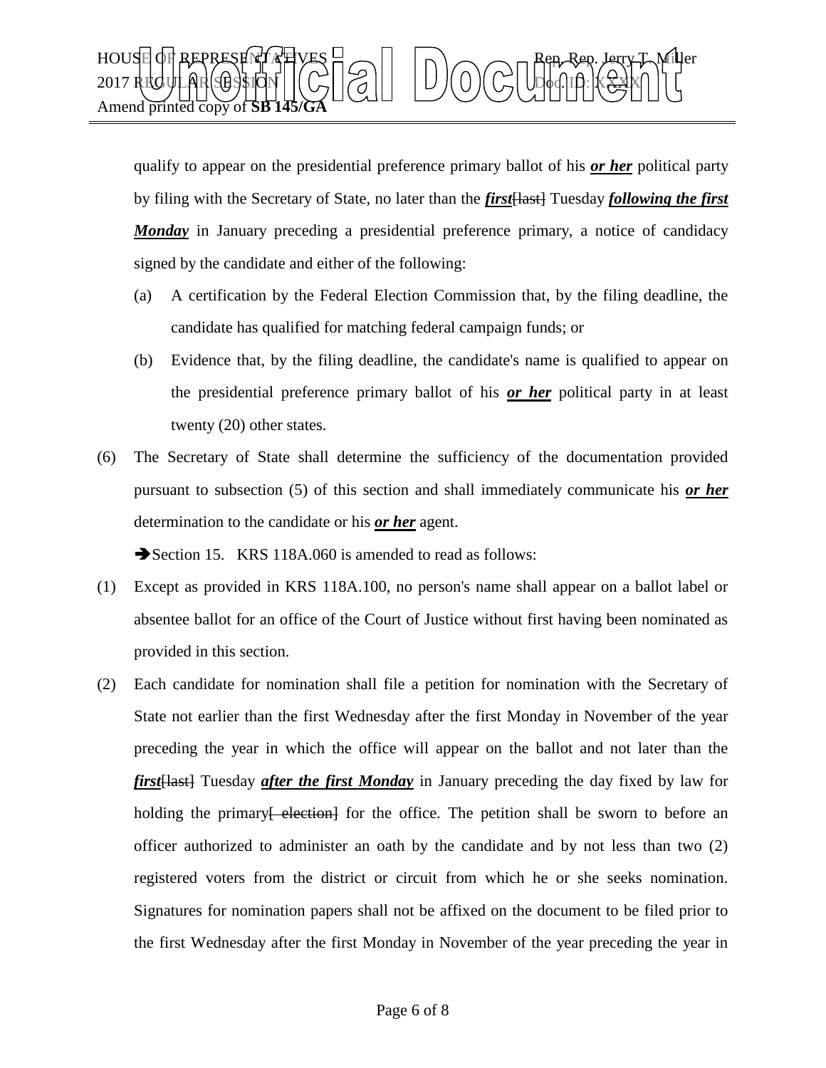qualify to appear on the presidential preference primary ballot of his ***or her*** political party by filing with the Secretary of State, no later than the ***first***~~[last]~~ Tuesday ***following the first Monday*** in January preceding a presidential preference primary, a notice of candidacy signed by the candidate and either of the following:

(a) A certification by the Federal Election Commission that, by the filing deadline, the candidate has qualified for matching federal campaign funds; or

(b) Evidence that, by the filing deadline, the candidate's name is qualified to appear on the presidential preference primary ballot of his ***or her*** political party in at least twenty (20) other states.

(6) The Secretary of State shall determine the sufficiency of the documentation provided pursuant to subsection (5) of this section and shall immediately communicate his ***or her*** determination to the candidate or his ***or her*** agent.

➔Section 15. KRS 118A.060 is amended to read as follows:

(1) Except as provided in KRS 118A.100, no person's name shall appear on a ballot label or absentee ballot for an office of the Court of Justice without first having been nominated as provided in this section.

(2) Each candidate for nomination shall file a petition for nomination with the Secretary of State not earlier than the first Wednesday after the first Monday in November of the year preceding the year in which the office will appear on the ballot and not later than the ***first***~~[last]~~ Tuesday ***after the first Monday*** in January preceding the day fixed by law for holding the primary~~[ election]~~ for the office. The petition shall be sworn to before an officer authorized to administer an oath by the candidate and by not less than two (2) registered voters from the district or circuit from which he or she seeks nomination. Signatures for nomination papers shall not be affixed on the document to be filed prior to the first Wednesday after the first Monday in November of the year preceding the year in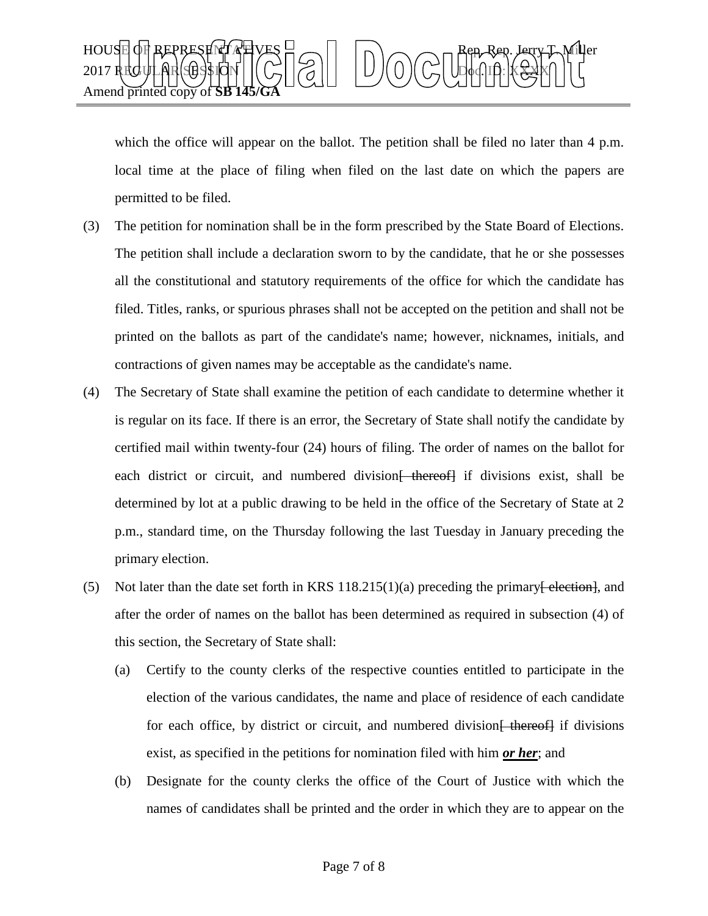which the office will appear on the ballot. The petition shall be filed no later than 4 p.m. local time at the place of filing when filed on the last date on which the papers are permitted to be filed.

(3) The petition for nomination shall be in the form prescribed by the State Board of Elections. The petition shall include a declaration sworn to by the candidate, that he or she possesses all the constitutional and statutory requirements of the office for which the candidate has filed. Titles, ranks, or spurious phrases shall not be accepted on the petition and shall not be printed on the ballots as part of the candidate's name; however, nicknames, initials, and contractions of given names may be acceptable as the candidate's name.

(4) The Secretary of State shall examine the petition of each candidate to determine whether it is regular on its face. If there is an error, the Secretary of State shall notify the candidate by certified mail within twenty-four (24) hours of filing. The order of names on the ballot for each district or circuit, and numbered division~~[ thereof]~~ if divisions exist, shall be determined by lot at a public drawing to be held in the office of the Secretary of State at 2 p.m., standard time, on the Thursday following the last Tuesday in January preceding the primary election.

(5) Not later than the date set forth in KRS 118.215(1)(a) preceding the primary~~[ election]~~, and after the order of names on the ballot has been determined as required in subsection (4) of this section, the Secretary of State shall:

(a) Certify to the county clerks of the respective counties entitled to participate in the election of the various candidates, the name and place of residence of each candidate for each office, by district or circuit, and numbered division~~[ thereof]~~ if divisions exist, as specified in the petitions for nomination filed with him ***or her***; and

(b) Designate for the county clerks the office of the Court of Justice with which the names of candidates shall be printed and the order in which they are to appear on the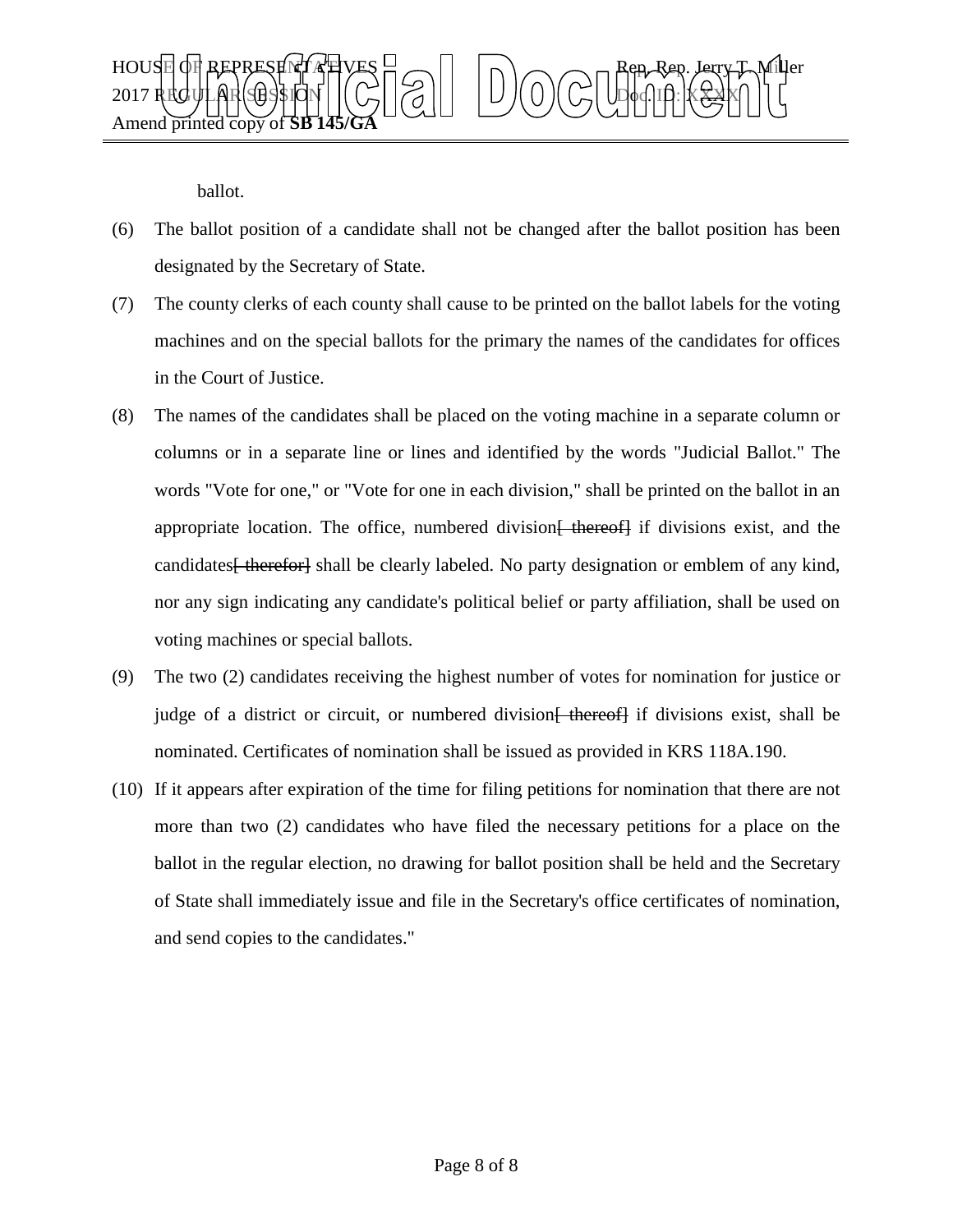ballot.

(6) The ballot position of a candidate shall not be changed after the ballot position has been designated by the Secretary of State.

(7) The county clerks of each county shall cause to be printed on the ballot labels for the voting machines and on the special ballots for the primary the names of the candidates for offices in the Court of Justice.

(8) The names of the candidates shall be placed on the voting machine in a separate column or columns or in a separate line or lines and identified by the words "Judicial Ballot." The words "Vote for one," or "Vote for one in each division," shall be printed on the ballot in an appropriate location. The office, numbered division~~[ thereof]~~ if divisions exist, and the candidates~~[ therefor]~~ shall be clearly labeled. No party designation or emblem of any kind, nor any sign indicating any candidate's political belief or party affiliation, shall be used on voting machines or special ballots.

(9) The two (2) candidates receiving the highest number of votes for nomination for justice or judge of a district or circuit, or numbered division~~[ thereof]~~ if divisions exist, shall be nominated. Certificates of nomination shall be issued as provided in KRS 118A.190.

(10) If it appears after expiration of the time for filing petitions for nomination that there are not more than two (2) candidates who have filed the necessary petitions for a place on the ballot in the regular election, no drawing for ballot position shall be held and the Secretary of State shall immediately issue and file in the Secretary's office certificates of nomination, and send copies to the candidates."